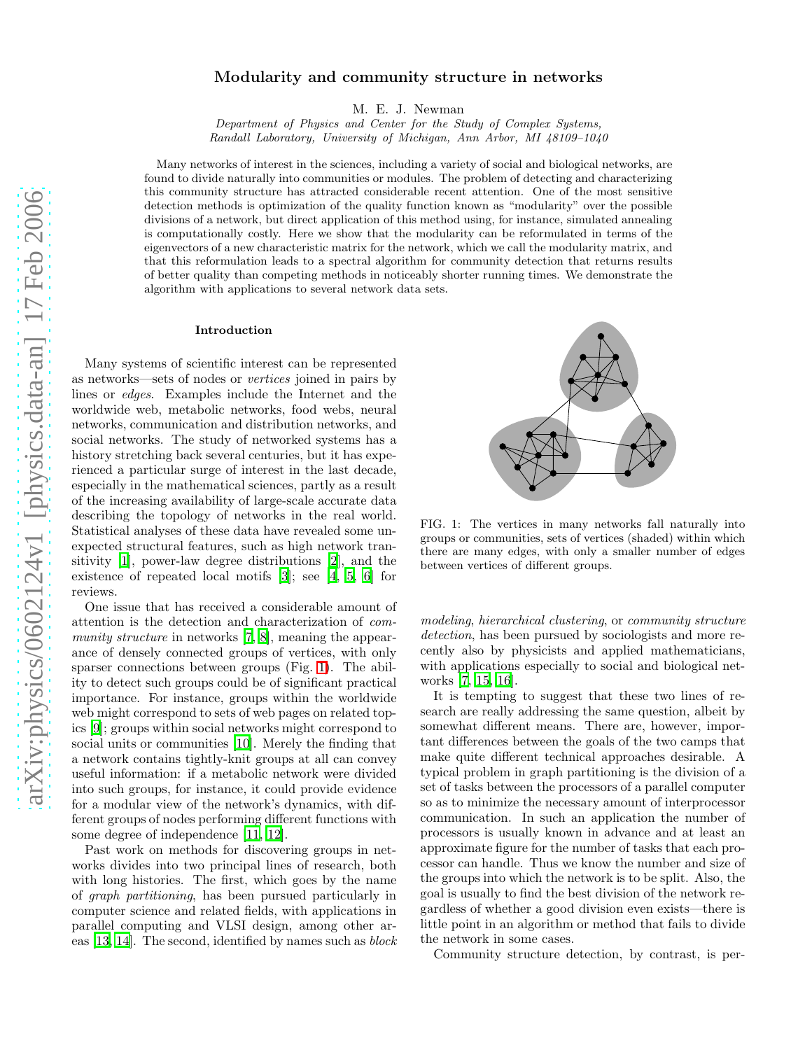# Modularity and community structure in networks

M. E. J. Newman

*Department of Physics and Center for the Study of Complex Systems, Randall Laboratory, University of Michigan, Ann Arbor, MI 48109–1040*

Many networks of interest in the sciences, including a variety of social and biological networks, are found to divide naturally into communities or modules. The problem of detecting and characterizing this community structure has attracted considerable recent attention. One of the most sensitive detection methods is optimization of the quality function known as "modularity" over the possible divisions of a network, but direct application of this method using, for instance, simulated annealing is computationally costly. Here we show that the modularity can be reformulated in terms of the eigenvectors of a new characteristic matrix for the network, which we call the modularity matrix, and that this reformulation leads to a spectral algorithm for community detection that returns results of better quality than competing methods in noticeably shorter running times. We demonstrate the algorithm with applications to several network data sets.

### Introduction

Many systems of scientific interest can be represented as networks—sets of nodes or *vertices* joined in pairs by lines or *edges*. Examples include the Internet and the worldwide web, metabolic networks, food webs, neural networks, communication and distribution networks, and social networks. The study of networked systems has a history stretching back several centuries, but it has experienced a particular surge of interest in the last decade, especially in the mathematical sciences, partly as a result of the increasing availability of large-scale accurate data describing the topology of networks in the real world. Statistical analyses of these data have revealed some unexpected structural features, such as high network transitivity [1], power-law degree distributions [2], and the existence of repeated local motifs [3]; see [4, 5, 6] for reviews.

One issue that has received a considerable amount of attention is the detection and characterization of *community structure* in networks [7, 8], meaning the appearance of densely connected groups of vertices, with only sparser connections between groups (Fig. 1). The ability to detect such groups could be of significant practical importance. For instance, groups within the worldwide web might correspond to sets of web pages on related topics [9]; groups within social networks might correspond to social units or communities [10]. Merely the finding that a network contains tightly-knit groups at all can convey useful information: if a metabolic network were divided into such groups, for instance, it could provide evidence for a modular view of the network's dynamics, with different groups of nodes performing different functions with some degree of independence [11, 12].

Past work on methods for discovering groups in networks divides into two principal lines of research, both with long histories. The first, which goes by the name of *graph partitioning*, has been pursued particularly in computer science and related fields, with applications in parallel computing and VLSI design, among other areas [13, 14]. The second, identified by names such as *block modeling*, *hierarchical clustering*, or *community structure detection*, has been pursued by sociologists and more recently also by physicists and applied mathematicians, with applications especially to social and biological networks [7, 15, 16].

FIG. 1: The vertices in many networks fall naturally into groups or communities, sets of vertices (shaded) within which there are many edges, with only a smaller number of edges between vertices of different groups.

It is tempting to suggest that these two lines of research are really addressing the same question, albeit by somewhat different means. There are, however, important differences between the goals of the two camps that make quite different technical approaches desirable. A typical problem in graph partitioning is the division of a set of tasks between the processors of a parallel computer so as to minimize the necessary amount of interprocessor communication. In such an application the number of processors is usually known in advance and at least an approximate figure for the number of tasks that each processor can handle. Thus we know the number and size of the groups into which the network is to be split. Also, the goal is usually to find the best division of the network regardless of whether a good division even exists—there is little point in an algorithm or method that fails to divide the network in some cases.

Community structure detection, by contrast, is per-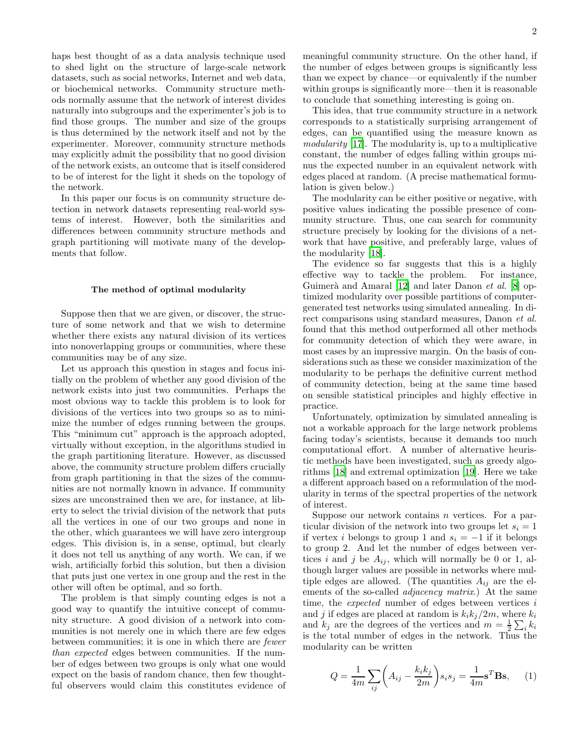haps best thought of as a data analysis technique used to shed light on the structure of large-scale network datasets, such as social networks, Internet and web data, or biochemical networks. Community structure methods normally assume that the network of interest divides naturally into subgroups and the experimenter's job is to find those groups. The number and size of the groups is thus determined by the network itself and not by the experimenter. Moreover, community structure methods may explicitly admit the possibility that no good division of the network exists, an outcome that is itself considered to be of interest for the light it sheds on the topology of the network.

In this paper our focus is on community structure detection in network datasets representing real-world systems of interest. However, both the similarities and differences between community structure methods and graph partitioning will motivate many of the developments that follow.

### The method of optimal modularity

Suppose then that we are given, or discover, the structure of some network and that we wish to determine whether there exists any natural division of its vertices into nonoverlapping groups or communities, where these communities may be of any size.

Let us approach this question in stages and focus initially on the problem of whether any good division of the network exists into just two communities. Perhaps the most obvious way to tackle this problem is to look for divisions of the vertices into two groups so as to minimize the number of edges running between the groups. This "minimum cut" approach is the approach adopted, virtually without exception, in the algorithms studied in the graph partitioning literature. However, as discussed above, the community structure problem differs crucially from graph partitioning in that the sizes of the communities are not normally known in advance. If community sizes are unconstrained then we are, for instance, at liberty to select the trivial division of the network that puts all the vertices in one of our two groups and none in the other, which guarantees we will have zero intergroup edges. This division is, in a sense, optimal, but clearly it does not tell us anything of any worth. We can, if we wish, artificially forbid this solution, but then a division that puts just one vertex in one group and the rest in the other will often be optimal, and so forth.

The problem is that simply counting edges is not a good way to quantify the intuitive concept of community structure. A good division of a network into communities is not merely one in which there are few edges between communities; it is one in which there are *fewer than expected* edges between communities. If the number of edges between two groups is only what one would expect on the basis of random chance, then few thoughtful observers would claim this constitutes evidence of meaningful community structure. On the other hand, if the number of edges between groups is significantly less than we expect by chance—or equivalently if the number within groups is significantly more—then it is reasonable to conclude that something interesting is going on.

This idea, that true community structure in a network corresponds to a statistically surprising arrangement of edges, can be quantified using the measure known as *modularity* [17]. The modularity is, up to a multiplicative constant, the number of edges falling within groups minus the expected number in an equivalent network with edges placed at random. (A precise mathematical formulation is given below.)

The modularity can be either positive or negative, with positive values indicating the possible presence of community structure. Thus, one can search for community structure precisely by looking for the divisions of a network that have positive, and preferably large, values of the modularity [18].

The evidence so far suggests that this is a highly effective way to tackle the problem. For instance, Guimerà and Amaral [12] and later Danon *et al.* [8] optimized modularity over possible partitions of computer-generated test networks using simulated annealing. In direct comparisons using standard measures, Danon *et al.* found that this method outperformed all other methods for community detection of which they were aware, in most cases by an impressive margin. On the basis of considerations such as these we consider maximization of the modularity to be perhaps the definitive current method of community detection, being at the same time based on sensible statistical principles and highly effective in practice.

Unfortunately, optimization by simulated annealing is not a workable approach for the large network problems facing today's scientists, because it demands too much computational effort. A number of alternative heuristic methods have been investigated, such as greedy algorithms [18] and extremal optimization [19]. Here we take a different approach based on a reformulation of the modularity in terms of the spectral properties of the network of interest.

Suppose our network contains $n$ vertices. For a particular division of the network into two groups let $s_i = 1$ if vertex $i$ belongs to group 1 and $s_i = -1$ if it belongs to group 2. And let the number of edges between vertices $i$ and $j$ be $A_{ij}$, which will normally be 0 or 1, although larger values are possible in networks where multiple edges are allowed. (The quantities $A_{ij}$ are the elements of the so-called *adjacency matrix*.) At the same time, the *expected* number of edges between vertices $i$ and $j$ if edges are placed at random is $k_i k_j / 2m$, where $k_i$ and $k_j$ are the degrees of the vertices and $m = \frac{1}{2}\sum_i k_i$ is the total number of edges in the network. Thus the modularity can be written

$$Q = \frac{1}{4m}\sum_{ij}\left(A_{ij} - \frac{k_i k_j}{2m}\right)s_i s_j = \frac{1}{4m}\mathbf{s}^T\mathbf{B}\mathbf{s}, \qquad (1)$$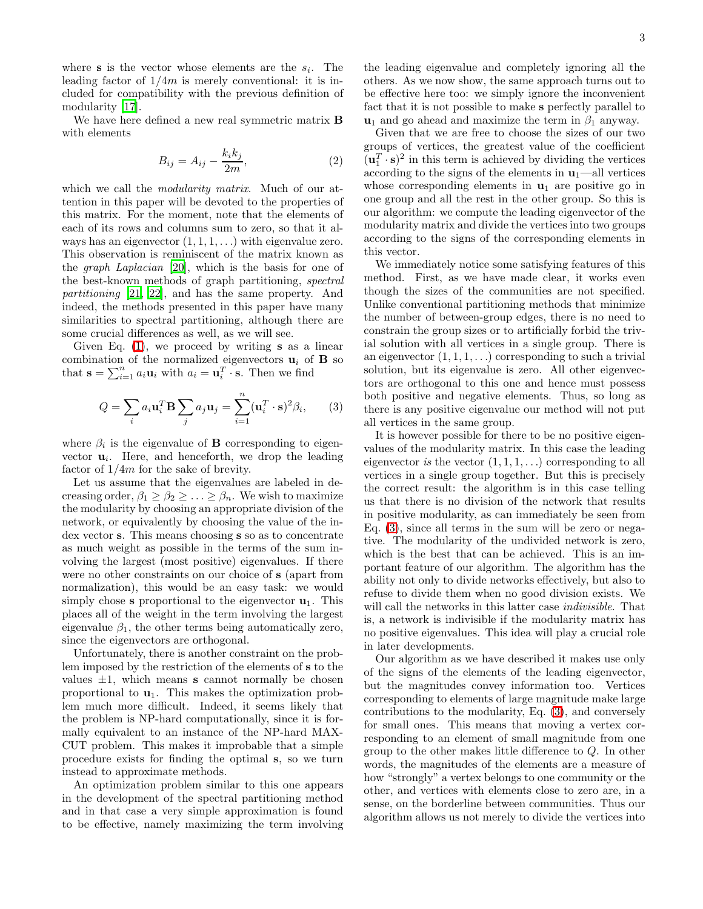where $\mathbf{s}$ is the vector whose elements are the $s_i$. The leading factor of $1/4m$ is merely conventional: it is included for compatibility with the previous definition of modularity [17].

We have here defined a new real symmetric matrix $\mathbf{B}$ with elements

$$B_{ij} = A_{ij} - \frac{k_i k_j}{2m}, \tag{2}$$

which we call the *modularity matrix*. Much of our attention in this paper will be devoted to the properties of this matrix. For the moment, note that the elements of each of its rows and columns sum to zero, so that it always has an eigenvector $(1, 1, 1, \ldots)$ with eigenvalue zero. This observation is reminiscent of the matrix known as the *graph Laplacian* [20], which is the basis for one of the best-known methods of graph partitioning, *spectral partitioning* [21, 22], and has the same property. And indeed, the methods presented in this paper have many similarities to spectral partitioning, although there are some crucial differences as well, as we will see.

Given Eq. (1), we proceed by writing $\mathbf{s}$ as a linear combination of the normalized eigenvectors $\mathbf{u}_i$ of $\mathbf{B}$ so that $\mathbf{s} = \sum_{i=1}^{n} a_i \mathbf{u}_i$ with $a_i = \mathbf{u}_i^T \cdot \mathbf{s}$. Then we find

$$Q = \sum_i a_i \mathbf{u}_i^T \mathbf{B} \sum_j a_j \mathbf{u}_j = \sum_{i=1}^{n} (\mathbf{u}_i^T \cdot \mathbf{s})^2 \beta_i, \tag{3}$$

where $\beta_i$ is the eigenvalue of $\mathbf{B}$ corresponding to eigenvector $\mathbf{u}_i$. Here, and henceforth, we drop the leading factor of $1/4m$ for the sake of brevity.

Let us assume that the eigenvalues are labeled in decreasing order, $\beta_1 \geq \beta_2 \geq \ldots \geq \beta_n$. We wish to maximize the modularity by choosing an appropriate division of the network, or equivalently by choosing the value of the index vector $\mathbf{s}$. This means choosing $\mathbf{s}$ so as to concentrate as much weight as possible in the terms of the sum involving the largest (most positive) eigenvalues. If there were no other constraints on our choice of $\mathbf{s}$ (apart from normalization), this would be an easy task: we would simply chose $\mathbf{s}$ proportional to the eigenvector $\mathbf{u}_1$. This places all of the weight in the term involving the largest eigenvalue $\beta_1$, the other terms being automatically zero, since the eigenvectors are orthogonal.

Unfortunately, there is another constraint on the problem imposed by the restriction of the elements of $\mathbf{s}$ to the values $\pm 1$, which means $\mathbf{s}$ cannot normally be chosen proportional to $\mathbf{u}_1$. This makes the optimization problem much more difficult. Indeed, it seems likely that the problem is NP-hard computationally, since it is formally equivalent to an instance of the NP-hard MAX-CUT problem. This makes it improbable that a simple procedure exists for finding the optimal $\mathbf{s}$, so we turn instead to approximate methods.

An optimization problem similar to this one appears in the development of the spectral partitioning method and in that case a very simple approximation is found to be effective, namely maximizing the term involving the leading eigenvalue and completely ignoring all the others. As we now show, the same approach turns out to be effective here too: we simply ignore the inconvenient fact that it is not possible to make $\mathbf{s}$ perfectly parallel to $\mathbf{u}_1$ and go ahead and maximize the term in $\beta_1$ anyway.

Given that we are free to choose the sizes of our two groups of vertices, the greatest value of the coefficient $(\mathbf{u}_1^T \cdot \mathbf{s})^2$ in this term is achieved by dividing the vertices according to the signs of the elements in $\mathbf{u}_1$—all vertices whose corresponding elements in $\mathbf{u}_1$ are positive go in one group and all the rest in the other group. So this is our algorithm: we compute the leading eigenvector of the modularity matrix and divide the vertices into two groups according to the signs of the corresponding elements in this vector.

We immediately notice some satisfying features of this method. First, as we have made clear, it works even though the sizes of the communities are not specified. Unlike conventional partitioning methods that minimize the number of between-group edges, there is no need to constrain the group sizes or to artificially forbid the trivial solution with all vertices in a single group. There is an eigenvector $(1, 1, 1, \ldots)$ corresponding to such a trivial solution, but its eigenvalue is zero. All other eigenvectors are orthogonal to this one and hence must possess both positive and negative elements. Thus, so long as there is any positive eigenvalue our method will not put all vertices in the same group.

It is however possible for there to be no positive eigenvalues of the modularity matrix. In this case the leading eigenvector *is* the vector $(1, 1, 1, \ldots)$ corresponding to all vertices in a single group together. But this is precisely the correct result: the algorithm is in this case telling us that there is no division of the network that results in positive modularity, as can immediately be seen from Eq. (3), since all terms in the sum will be zero or negative. The modularity of the undivided network is zero, which is the best that can be achieved. This is an important feature of our algorithm. The algorithm has the ability not only to divide networks effectively, but also to refuse to divide them when no good division exists. We will call the networks in this latter case *indivisible*. That is, a network is indivisible if the modularity matrix has no positive eigenvalues. This idea will play a crucial role in later developments.

Our algorithm as we have described it makes use only of the signs of the elements of the leading eigenvector, but the magnitudes convey information too. Vertices corresponding to elements of large magnitude make large contributions to the modularity, Eq. (3), and conversely for small ones. This means that moving a vertex corresponding to an element of small magnitude from one group to the other makes little difference to $Q$. In other words, the magnitudes of the elements are a measure of how "strongly" a vertex belongs to one community or the other, and vertices with elements close to zero are, in a sense, on the borderline between communities. Thus our algorithm allows us not merely to divide the vertices into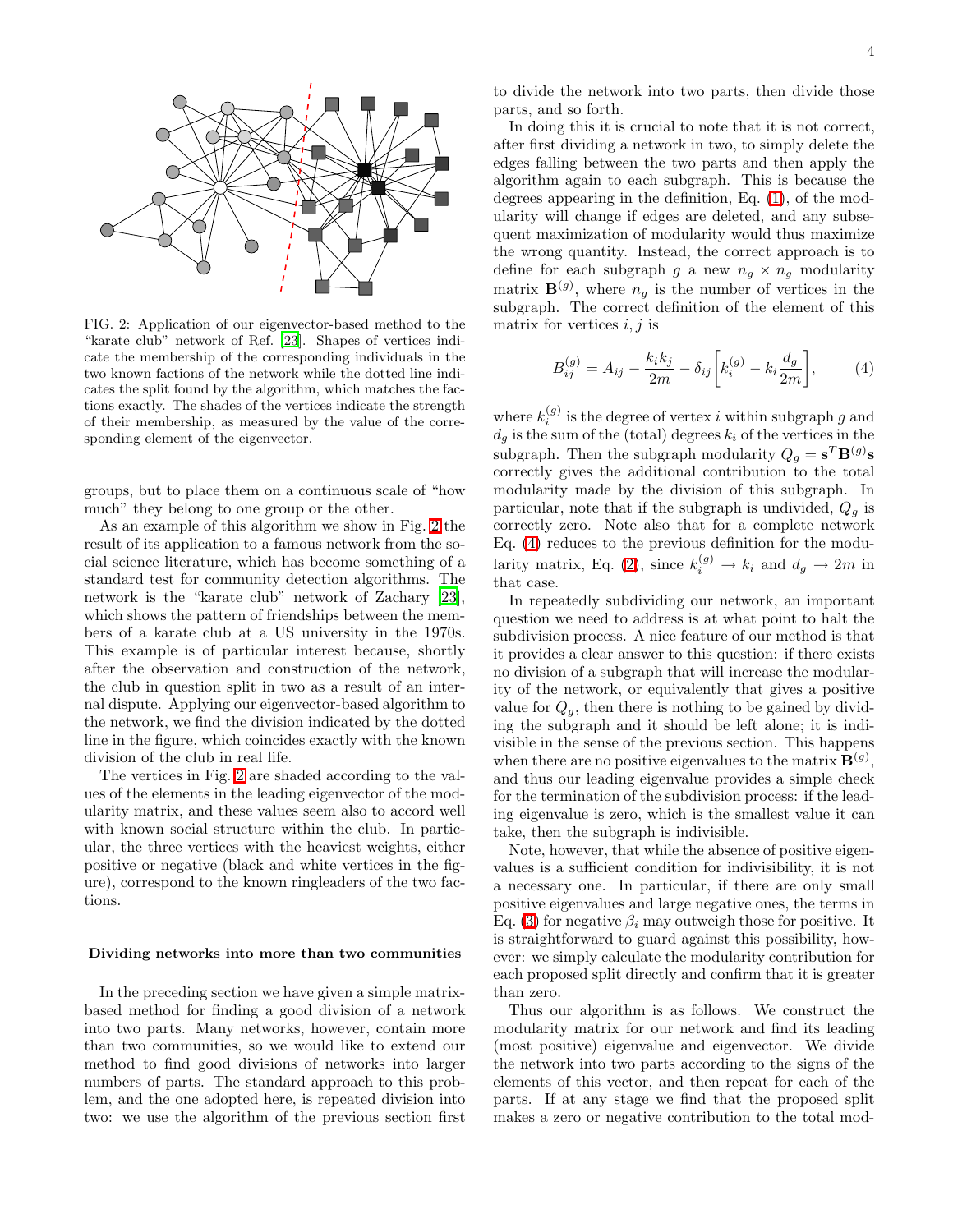FIG. 2: Application of our eigenvector-based method to the "karate club" network of Ref. [23]. Shapes of vertices indicate the membership of the corresponding individuals in the two known factions of the network while the dotted line indicates the split found by the algorithm, which matches the factions exactly. The shades of the vertices indicate the strength of their membership, as measured by the value of the corresponding element of the eigenvector.

groups, but to place them on a continuous scale of "how much" they belong to one group or the other.

As an example of this algorithm we show in Fig. 2 the result of its application to a famous network from the social science literature, which has become something of a standard test for community detection algorithms. The network is the "karate club" network of Zachary [23], which shows the pattern of friendships between the members of a karate club at a US university in the 1970s. This example is of particular interest because, shortly after the observation and construction of the network, the club in question split in two as a result of an internal dispute. Applying our eigenvector-based algorithm to the network, we find the division indicated by the dotted line in the figure, which coincides exactly with the known division of the club in real life.

The vertices in Fig. 2 are shaded according to the values of the elements in the leading eigenvector of the modularity matrix, and these values seem also to accord well with known social structure within the club. In particular, the three vertices with the heaviest weights, either positive or negative (black and white vertices in the figure), correspond to the known ringleaders of the two factions.

### Dividing networks into more than two communities

In the preceding section we have given a simple matrix-based method for finding a good division of a network into two parts. Many networks, however, contain more than two communities, so we would like to extend our method to find good divisions of networks into larger numbers of parts. The standard approach to this problem, and the one adopted here, is repeated division into two: we use the algorithm of the previous section first to divide the network into two parts, then divide those parts, and so forth.

In doing this it is crucial to note that it is not correct, after first dividing a network in two, to simply delete the edges falling between the two parts and then apply the algorithm again to each subgraph. This is because the degrees appearing in the definition, Eq. (1), of the modularity will change if edges are deleted, and any subsequent maximization of modularity would thus maximize the wrong quantity. Instead, the correct approach is to define for each subgraph $g$ a new $n_g \times n_g$ modularity matrix $\mathbf{B}^{(g)}$, where $n_g$ is the number of vertices in the subgraph. The correct definition of the element of this matrix for vertices $i, j$ is

$$B_{ij}^{(g)} = A_{ij} - \frac{k_i k_j}{2m} - \delta_{ij}\biggl[k_i^{(g)} - k_i \frac{d_g}{2m}\biggr], \tag{4}$$

where $k_i^{(g)}$ is the degree of vertex $i$ within subgraph $g$ and $d_g$ is the sum of the (total) degrees $k_i$ of the vertices in the subgraph. Then the subgraph modularity $Q_g = \mathbf{s}^T \mathbf{B}^{(g)} \mathbf{s}$ correctly gives the additional contribution to the total modularity made by the division of this subgraph. In particular, note that if the subgraph is undivided, $Q_g$ is correctly zero. Note also that for a complete network Eq. (4) reduces to the previous definition for the modularity matrix, Eq. (2), since $k_i^{(g)} \to k_i$ and $d_g \to 2m$ in that case.

In repeatedly subdividing our network, an important question we need to address is at what point to halt the subdivision process. A nice feature of our method is that it provides a clear answer to this question: if there exists no division of a subgraph that will increase the modularity of the network, or equivalently that gives a positive value for $Q_g$, then there is nothing to be gained by dividing the subgraph and it should be left alone; it is indivisible in the sense of the previous section. This happens when there are no positive eigenvalues to the matrix $\mathbf{B}^{(g)}$, and thus our leading eigenvalue provides a simple check for the termination of the subdivision process: if the leading eigenvalue is zero, which is the smallest value it can take, then the subgraph is indivisible.

Note, however, that while the absence of positive eigenvalues is a sufficient condition for indivisibility, it is not a necessary one. In particular, if there are only small positive eigenvalues and large negative ones, the terms in Eq. (3) for negative $\beta_i$ may outweigh those for positive. It is straightforward to guard against this possibility, however: we simply calculate the modularity contribution for each proposed split directly and confirm that it is greater than zero.

Thus our algorithm is as follows. We construct the modularity matrix for our network and find its leading (most positive) eigenvalue and eigenvector. We divide the network into two parts according to the signs of the elements of this vector, and then repeat for each of the parts. If at any stage we find that the proposed split makes a zero or negative contribution to the total mod-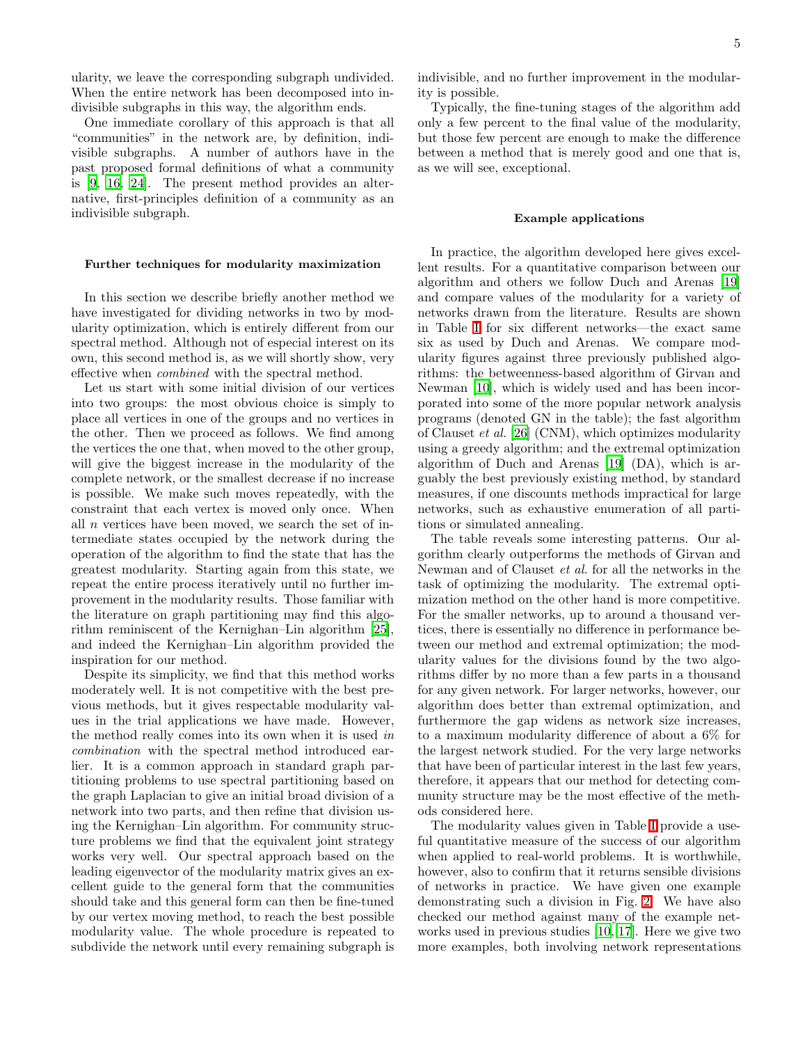ularity, we leave the corresponding subgraph undivided. When the entire network has been decomposed into indivisible subgraphs in this way, the algorithm ends.

One immediate corollary of this approach is that all "communities" in the network are, by definition, indivisible subgraphs. A number of authors have in the past proposed formal definitions of what a community is [9, 16, 24]. The present method provides an alternative, first-principles definition of a community as an indivisible subgraph.

### Further techniques for modularity maximization

In this section we describe briefly another method we have investigated for dividing networks in two by modularity optimization, which is entirely different from our spectral method. Although not of especial interest on its own, this second method is, as we will shortly show, very effective when *combined* with the spectral method.

Let us start with some initial division of our vertices into two groups: the most obvious choice is simply to place all vertices in one of the groups and no vertices in the other. Then we proceed as follows. We find among the vertices the one that, when moved to the other group, will give the biggest increase in the modularity of the complete network, or the smallest decrease if no increase is possible. We make such moves repeatedly, with the constraint that each vertex is moved only once. When all $n$ vertices have been moved, we search the set of intermediate states occupied by the network during the operation of the algorithm to find the state that has the greatest modularity. Starting again from this state, we repeat the entire process iteratively until no further improvement in the modularity results. Those familiar with the literature on graph partitioning may find this algorithm reminiscent of the Kernighan–Lin algorithm [25], and indeed the Kernighan–Lin algorithm provided the inspiration for our method.

Despite its simplicity, we find that this method works moderately well. It is not competitive with the best previous methods, but it gives respectable modularity values in the trial applications we have made. However, the method really comes into its own when it is used *in combination* with the spectral method introduced earlier. It is a common approach in standard graph partitioning problems to use spectral partitioning based on the graph Laplacian to give an initial broad division of a network into two parts, and then refine that division using the Kernighan–Lin algorithm. For community structure problems we find that the equivalent joint strategy works very well. Our spectral approach based on the leading eigenvector of the modularity matrix gives an excellent guide to the general form that the communities should take and this general form can then be fine-tuned by our vertex moving method, to reach the best possible modularity value. The whole procedure is repeated to subdivide the network until every remaining subgraph is indivisible, and no further improvement in the modularity is possible.

Typically, the fine-tuning stages of the algorithm add only a few percent to the final value of the modularity, but those few percent are enough to make the difference between a method that is merely good and one that is, as we will see, exceptional.

### Example applications

In practice, the algorithm developed here gives excellent results. For a quantitative comparison between our algorithm and others we follow Duch and Arenas [19] and compare values of the modularity for a variety of networks drawn from the literature. Results are shown in Table I for six different networks—the exact same six as used by Duch and Arenas. We compare modularity figures against three previously published algorithms: the betweenness-based algorithm of Girvan and Newman [10], which is widely used and has been incorporated into some of the more popular network analysis programs (denoted GN in the table); the fast algorithm of Clauset *et al.* [26] (CNM), which optimizes modularity using a greedy algorithm; and the extremal optimization algorithm of Duch and Arenas [19] (DA), which is arguably the best previously existing method, by standard measures, if one discounts methods impractical for large networks, such as exhaustive enumeration of all partitions or simulated annealing.

The table reveals some interesting patterns. Our algorithm clearly outperforms the methods of Girvan and Newman and of Clauset *et al.* for all the networks in the task of optimizing the modularity. The extremal optimization method on the other hand is more competitive. For the smaller networks, up to around a thousand vertices, there is essentially no difference in performance between our method and extremal optimization; the modularity values for the divisions found by the two algorithms differ by no more than a few parts in a thousand for any given network. For larger networks, however, our algorithm does better than extremal optimization, and furthermore the gap widens as network size increases, to a maximum modularity difference of about a 6% for the largest network studied. For the very large networks that have been of particular interest in the last few years, therefore, it appears that our method for detecting community structure may be the most effective of the methods considered here.

The modularity values given in Table I provide a useful quantitative measure of the success of our algorithm when applied to real-world problems. It is worthwhile, however, also to confirm that it returns sensible divisions of networks in practice. We have given one example demonstrating such a division in Fig. 2. We have also checked our method against many of the example networks used in previous studies [10, 17]. Here we give two more examples, both involving network representations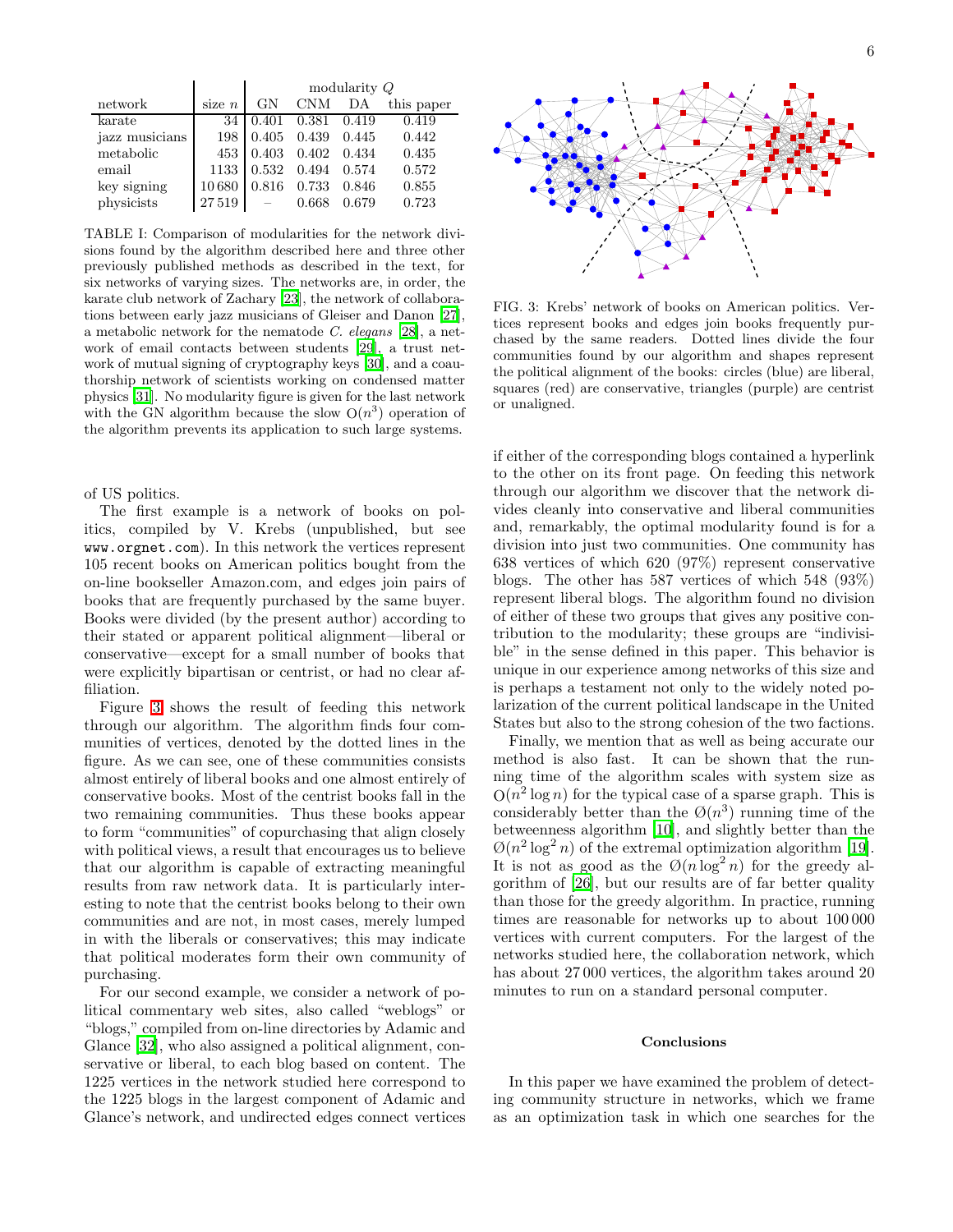| network | size $n$ | modularity $Q$ | | | |
|---|---|---|---|---|---|
| | | GN | CNM | DA | this paper |
| karate | 34 | 0.401 | 0.381 | 0.419 | 0.419 |
| jazz musicians | 198 | 0.405 | 0.439 | 0.445 | 0.442 |
| metabolic | 453 | 0.403 | 0.402 | 0.434 | 0.435 |
| email | 1133 | 0.532 | 0.494 | 0.574 | 0.572 |
| key signing | 10 680 | 0.816 | 0.733 | 0.846 | 0.855 |
| physicists | 27 519 | – | 0.668 | 0.679 | 0.723 |

TABLE I: Comparison of modularities for the network divisions found by the algorithm described here and three other previously published methods as described in the text, for six networks of varying sizes. The networks are, in order, the karate club network of Zachary [23], the network of collaborations between early jazz musicians of Gleiser and Danon [27], a metabolic network for the nematode *C. elegans* [28], a network of email contacts between students [29], a trust network of mutual signing of cryptography keys [30], and a coauthorship network of scientists working on condensed matter physics [31]. No modularity figure is given for the last network with the GN algorithm because the slow $O(n^3)$ operation of the algorithm prevents its application to such large systems.

FIG. 3: Krebs' network of books on American politics. Vertices represent books and edges join books frequently purchased by the same readers. Dotted lines divide the four communities found by our algorithm and shapes represent the political alignment of the books: circles (blue) are liberal, squares (red) are conservative, triangles (purple) are centrist or unaligned.

of US politics.

The first example is a network of books on politics, compiled by V. Krebs (unpublished, but see www.orgnet.com). In this network the vertices represent 105 recent books on American politics bought from the on-line bookseller Amazon.com, and edges join pairs of books that are frequently purchased by the same buyer. Books were divided (by the present author) according to their stated or apparent political alignment—liberal or conservative—except for a small number of books that were explicitly bipartisan or centrist, or had no clear affiliation.

Figure 3 shows the result of feeding this network through our algorithm. The algorithm finds four communities of vertices, denoted by the dotted lines in the figure. As we can see, one of these communities consists almost entirely of liberal books and one almost entirely of conservative books. Most of the centrist books fall in the two remaining communities. Thus these books appear to form "communities" of copurchasing that align closely with political views, a result that encourages us to believe that our algorithm is capable of extracting meaningful results from raw network data. It is particularly interesting to note that the centrist books belong to their own communities and are not, in most cases, merely lumped in with the liberals or conservatives; this may indicate that political moderates form their own community of purchasing.

For our second example, we consider a network of political commentary web sites, also called "weblogs" or "blogs," compiled from on-line directories by Adamic and Glance [32], who also assigned a political alignment, conservative or liberal, to each blog based on content. The 1225 vertices in the network studied here correspond to the 1225 blogs in the largest component of Adamic and Glance's network, and undirected edges connect vertices if either of the corresponding blogs contained a hyperlink to the other on its front page. On feeding this network through our algorithm we discover that the network divides cleanly into conservative and liberal communities and, remarkably, the optimal modularity found is for a division into just two communities. One community has 638 vertices of which 620 (97%) represent conservative blogs. The other has 587 vertices of which 548 (93%) represent liberal blogs. The algorithm found no division of either of these two groups that gives any positive contribution to the modularity; these groups are "indivisible" in the sense defined in this paper. This behavior is unique in our experience among networks of this size and is perhaps a testament not only to the widely noted polarization of the current political landscape in the United States but also to the strong cohesion of the two factions.

Finally, we mention that as well as being accurate our method is also fast. It can be shown that the running time of the algorithm scales with system size as $O(n^2 \log n)$ for the typical case of a sparse graph. This is considerably better than the $O(n^3)$ running time of the betweenness algorithm [10], and slightly better than the $O(n^2 \log^2 n)$ of the extremal optimization algorithm [19]. It is not as good as the $O(n \log^2 n)$ for the greedy algorithm of [26], but our results are of far better quality than those for the greedy algorithm. In practice, running times are reasonable for networks up to about 100 000 vertices with current computers. For the largest of the networks studied here, the collaboration network, which has about 27 000 vertices, the algorithm takes around 20 minutes to run on a standard personal computer.

## Conclusions

In this paper we have examined the problem of detecting community structure in networks, which we frame as an optimization task in which one searches for the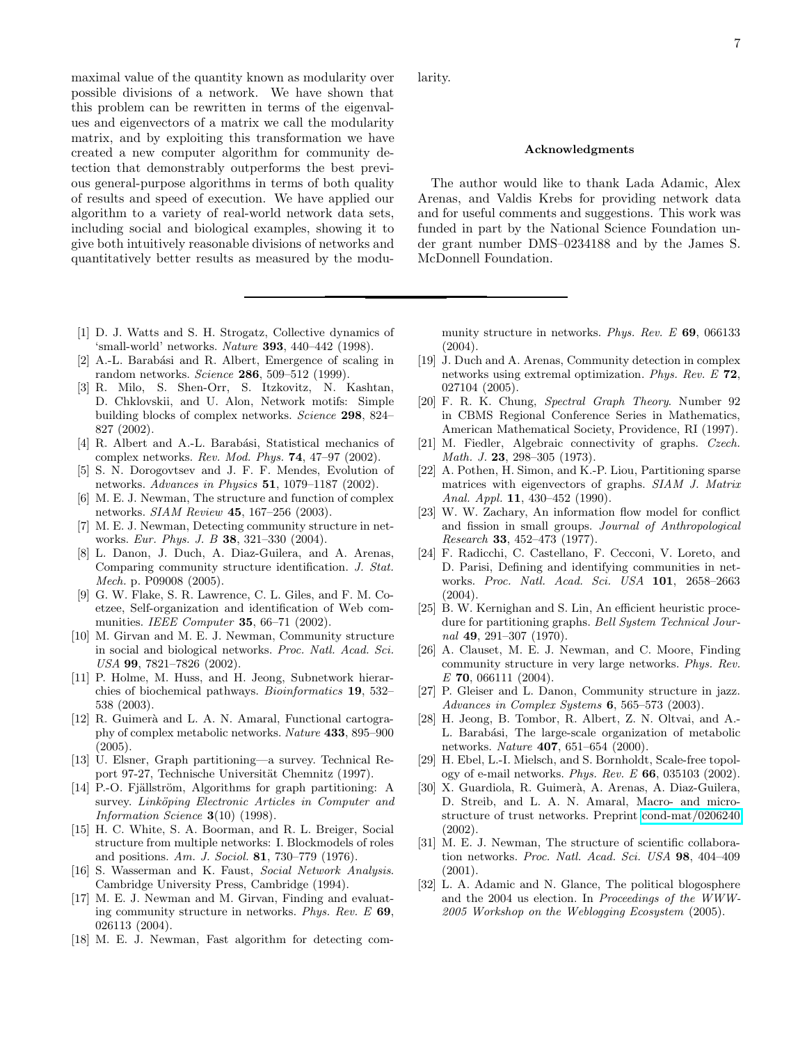maximal value of the quantity known as modularity over possible divisions of a network. We have shown that this problem can be rewritten in terms of the eigenvalues and eigenvectors of a matrix we call the modularity matrix, and by exploiting this transformation we have created a new computer algorithm for community detection that demonstrably outperforms the best previous general-purpose algorithms in terms of both quality of results and speed of execution. We have applied our algorithm to a variety of real-world network data sets, including social and biological examples, showing it to give both intuitively reasonable divisions of networks and quantitatively better results as measured by the modularity.

### Acknowledgments

The author would like to thank Lada Adamic, Alex Arenas, and Valdis Krebs for providing network data and for useful comments and suggestions. This work was funded in part by the National Science Foundation under grant number DMS–0234188 and by the James S. McDonnell Foundation.

---

[1] D. J. Watts and S. H. Strogatz, Collective dynamics of 'small-world' networks. *Nature* **393**, 440–442 (1998).

[2] A.-L. Barabási and R. Albert, Emergence of scaling in random networks. *Science* **286**, 509–512 (1999).

[3] R. Milo, S. Shen-Orr, S. Itzkovitz, N. Kashtan, D. Chklovskii, and U. Alon, Network motifs: Simple building blocks of complex networks. *Science* **298**, 824–827 (2002).

[4] R. Albert and A.-L. Barabási, Statistical mechanics of complex networks. *Rev. Mod. Phys.* **74**, 47–97 (2002).

[5] S. N. Dorogovtsev and J. F. F. Mendes, Evolution of networks. *Advances in Physics* **51**, 1079–1187 (2002).

[6] M. E. J. Newman, The structure and function of complex networks. *SIAM Review* **45**, 167–256 (2003).

[7] M. E. J. Newman, Detecting community structure in networks. *Eur. Phys. J. B* **38**, 321–330 (2004).

[8] L. Danon, J. Duch, A. Diaz-Guilera, and A. Arenas, Comparing community structure identification. *J. Stat. Mech.* p. P09008 (2005).

[9] G. W. Flake, S. R. Lawrence, C. L. Giles, and F. M. Coetzee, Self-organization and identification of Web communities. *IEEE Computer* **35**, 66–71 (2002).

[10] M. Girvan and M. E. J. Newman, Community structure in social and biological networks. *Proc. Natl. Acad. Sci. USA* **99**, 7821–7826 (2002).

[11] P. Holme, M. Huss, and H. Jeong, Subnetwork hierarchies of biochemical pathways. *Bioinformatics* **19**, 532–538 (2003).

[12] R. Guimerà and L. A. N. Amaral, Functional cartography of complex metabolic networks. *Nature* **433**, 895–900 (2005).

[13] U. Elsner, Graph partitioning—a survey. Technical Report 97-27, Technische Universität Chemnitz (1997).

[14] P.-O. Fjällström, Algorithms for graph partitioning: A survey. *Linköping Electronic Articles in Computer and Information Science* **3**(10) (1998).

[15] H. C. White, S. A. Boorman, and R. L. Breiger, Social structure from multiple networks: I. Blockmodels of roles and positions. *Am. J. Sociol.* **81**, 730–779 (1976).

[16] S. Wasserman and K. Faust, *Social Network Analysis*. Cambridge University Press, Cambridge (1994).

[17] M. E. J. Newman and M. Girvan, Finding and evaluating community structure in networks. *Phys. Rev. E* **69**, 026113 (2004).

[18] M. E. J. Newman, Fast algorithm for detecting community structure in networks. *Phys. Rev. E* **69**, 066133 (2004).

[19] J. Duch and A. Arenas, Community detection in complex networks using extremal optimization. *Phys. Rev. E* **72**, 027104 (2005).

[20] F. R. K. Chung, *Spectral Graph Theory*. Number 92 in CBMS Regional Conference Series in Mathematics, American Mathematical Society, Providence, RI (1997).

[21] M. Fiedler, Algebraic connectivity of graphs. *Czech. Math. J.* **23**, 298–305 (1973).

[22] A. Pothen, H. Simon, and K.-P. Liou, Partitioning sparse matrices with eigenvectors of graphs. *SIAM J. Matrix Anal. Appl.* **11**, 430–452 (1990).

[23] W. W. Zachary, An information flow model for conflict and fission in small groups. *Journal of Anthropological Research* **33**, 452–473 (1977).

[24] F. Radicchi, C. Castellano, F. Cecconi, V. Loreto, and D. Parisi, Defining and identifying communities in networks. *Proc. Natl. Acad. Sci. USA* **101**, 2658–2663 (2004).

[25] B. W. Kernighan and S. Lin, An efficient heuristic procedure for partitioning graphs. *Bell System Technical Journal* **49**, 291–307 (1970).

[26] A. Clauset, M. E. J. Newman, and C. Moore, Finding community structure in very large networks. *Phys. Rev. E* **70**, 066111 (2004).

[27] P. Gleiser and L. Danon, Community structure in jazz. *Advances in Complex Systems* **6**, 565–573 (2003).

[28] H. Jeong, B. Tombor, R. Albert, Z. N. Oltvai, and A.-L. Barabási, The large-scale organization of metabolic networks. *Nature* **407**, 651–654 (2000).

[29] H. Ebel, L.-I. Mielsch, and S. Bornholdt, Scale-free topology of e-mail networks. *Phys. Rev. E* **66**, 035103 (2002).

[30] X. Guardiola, R. Guimerà, A. Arenas, A. Diaz-Guilera, D. Streib, and L. A. N. Amaral, Macro- and micro-structure of trust networks. Preprint cond-mat/0206240 (2002).

[31] M. E. J. Newman, The structure of scientific collaboration networks. *Proc. Natl. Acad. Sci. USA* **98**, 404–409 (2001).

[32] L. A. Adamic and N. Glance, The political blogosphere and the 2004 us election. In *Proceedings of the WWW-2005 Workshop on the Weblogging Ecosystem* (2005).